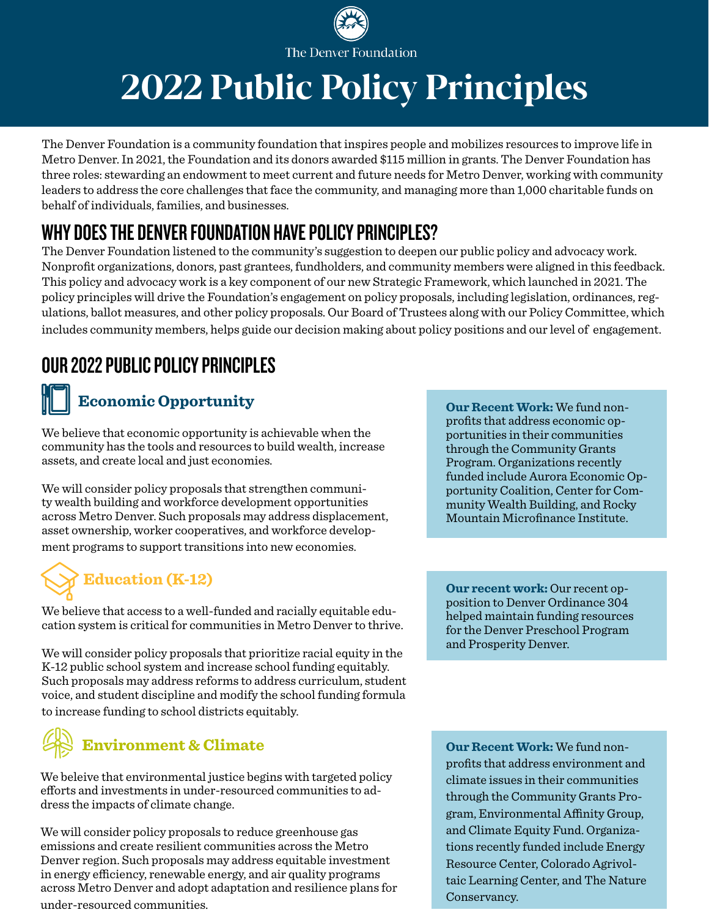The Denver Foundation

# 2022 Public Policy Principles

The Denver Foundation is a community foundation that inspires people and mobilizes resources to improve life in Metro Denver. In 2021, the Foundation and its donors awarded $115 million in grants. The Denver Foundation has three roles: stewarding an endowment to meet current and future needs for Metro Denver, working with community leaders to address the core challenges that face the community, and managing more than 1,000 charitable funds on behalf of individuals, families, and businesses.

## WHY DOES THE DENVER FOUNDATION HAVE POLICY PRINCIPLES?

The Denver Foundation listened to the community's suggestion to deepen our public policy and advocacy work. Nonprofit organizations, donors, past grantees, fundholders, and community members were aligned in this feedback. This policy and advocacy work is a key component of our new Strategic Framework, which launched in 2021. The policy principles will drive the Foundation's engagement on policy proposals, including legislation, ordinances, regulations, ballot measures, and other policy proposals. Our Board of Trustees along with our Policy Committee, which includes community members, helps guide our decision making about policy positions and our level of engagement.

## OUR 2022 PUBLIC POLICY PRINCIPLES

### Economic Opportunity

We believe that economic opportunity is achievable when the community has the tools and resources to build wealth, increase assets, and create local and just economies.

We will consider policy proposals that strengthen community wealth building and workforce development opportunities across Metro Denver. Such proposals may address displacement, asset ownership, worker cooperatives, and workforce development programs to support transitions into new economies.

**Our Recent Work:** We fund nonprofits that address economic opportunities in their communities through the Community Grants Program. Organizations recently funded include Aurora Economic Opportunity Coalition, Center for Community Wealth Building, and Rocky Mountain Microfinance Institute.

### Education (K-12)

We believe that access to a well-funded and racially equitable education system is critical for communities in Metro Denver to thrive.

We will consider policy proposals that prioritize racial equity in the K-12 public school system and increase school funding equitably. Such proposals may address reforms to address curriculum, student voice, and student discipline and modify the school funding formula to increase funding to school districts equitably.

**Our recent work:** Our recent opposition to Denver Ordinance 304 helped maintain funding resources for the Denver Preschool Program and Prosperity Denver.

### Environment & Climate

We beleive that environmental justice begins with targeted policy efforts and investments in under-resourced communities to address the impacts of climate change.

We will consider policy proposals to reduce greenhouse gas emissions and create resilient communities across the Metro Denver region. Such proposals may address equitable investment in energy efficiency, renewable energy, and air quality programs across Metro Denver and adopt adaptation and resilience plans for under-resourced communities.

**Our Recent Work:** We fund nonprofits that address environment and climate issues in their communities through the Community Grants Program, Environmental Affinity Group, and Climate Equity Fund. Organizations recently funded include Energy Resource Center, Colorado Agrivoltaic Learning Center, and The Nature Conservancy.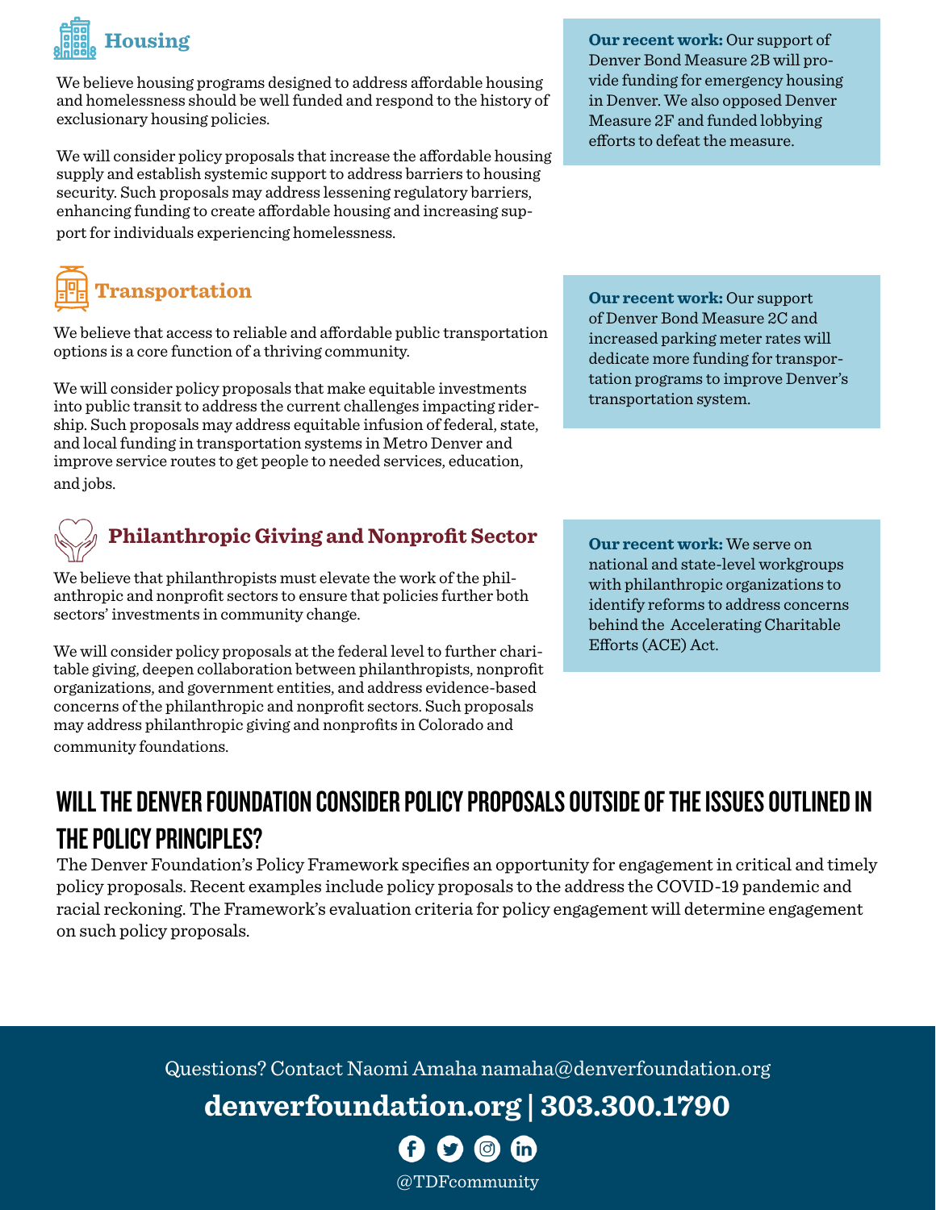## Housing

We believe housing programs designed to address affordable housing and homelessness should be well funded and respond to the history of exclusionary housing policies.

We will consider policy proposals that increase the affordable housing supply and establish systemic support to address barriers to housing security. Such proposals may address lessening regulatory barriers, enhancing funding to create affordable housing and increasing support for individuals experiencing homelessness.

**Our recent work:** Our support of Denver Bond Measure 2B will provide funding for emergency housing in Denver. We also opposed Denver Measure 2F and funded lobbying efforts to defeat the measure.

## Transportation

We believe that access to reliable and affordable public transportation options is a core function of a thriving community.

We will consider policy proposals that make equitable investments into public transit to address the current challenges impacting ridership. Such proposals may address equitable infusion of federal, state, and local funding in transportation systems in Metro Denver and improve service routes to get people to needed services, education, and jobs.

**Our recent work:** Our support of Denver Bond Measure 2C and increased parking meter rates will dedicate more funding for transportation programs to improve Denver's transportation system.

## Philanthropic Giving and Nonprofit Sector

We believe that philanthropists must elevate the work of the philanthropic and nonprofit sectors to ensure that policies further both sectors' investments in community change.

We will consider policy proposals at the federal level to further charitable giving, deepen collaboration between philanthropists, nonprofit organizations, and government entities, and address evidence-based concerns of the philanthropic and nonprofit sectors. Such proposals may address philanthropic giving and nonprofits in Colorado and community foundations.

**Our recent work:** We serve on national and state-level workgroups with philanthropic organizations to identify reforms to address concerns behind the Accelerating Charitable Efforts (ACE) Act.

## WILL THE DENVER FOUNDATION CONSIDER POLICY PROPOSALS OUTSIDE OF THE ISSUES OUTLINED IN THE POLICY PRINCIPLES?

The Denver Foundation's Policy Framework specifies an opportunity for engagement in critical and timely policy proposals. Recent examples include policy proposals to the address the COVID-19 pandemic and racial reckoning. The Framework's evaluation criteria for policy engagement will determine engagement on such policy proposals.

Questions? Contact Naomi Amaha namaha@denverfoundation.org

**denverfoundation.org | 303.300.1790**

@TDFcommunity